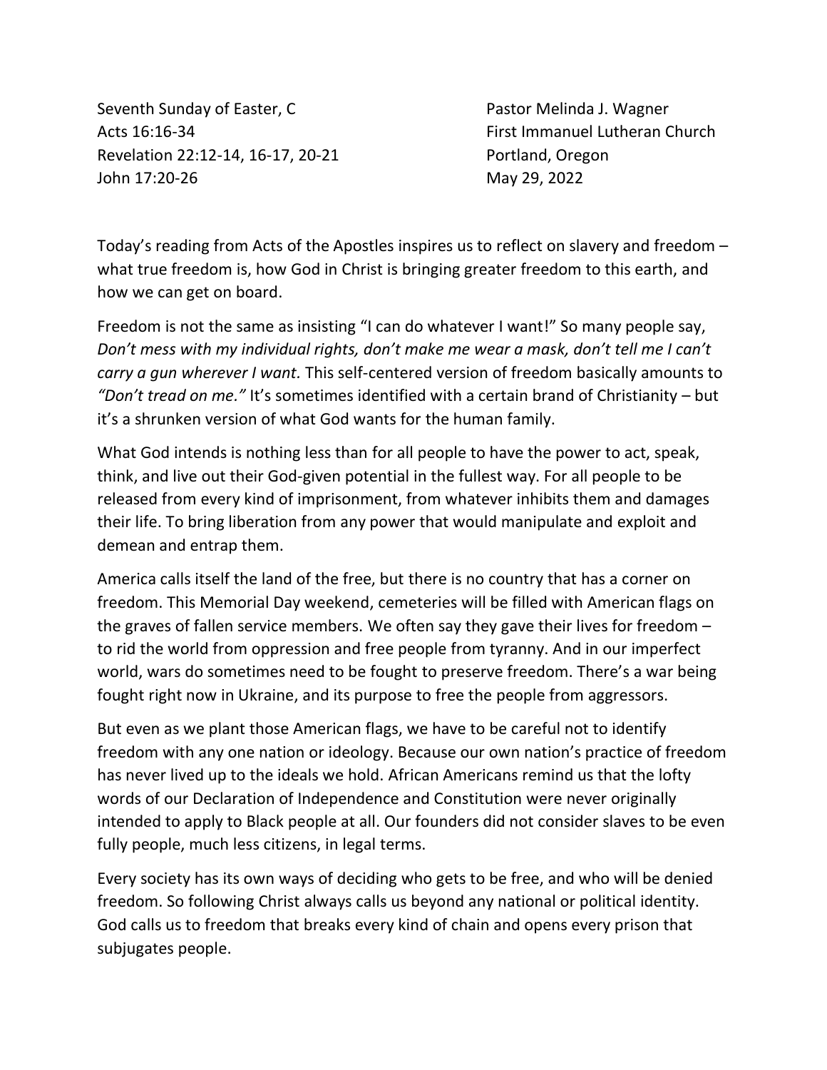Seventh Sunday of Easter, C
Acts 16:16-34
Revelation 22:12-14, 16-17, 20-21
John 17:20-26

Pastor Melinda J. Wagner
First Immanuel Lutheran Church
Portland, Oregon
May 29, 2022

Today's reading from Acts of the Apostles inspires us to reflect on slavery and freedom – what true freedom is, how God in Christ is bringing greater freedom to this earth, and how we can get on board.

Freedom is not the same as insisting "I can do whatever I want!" So many people say, *Don't mess with my individual rights, don't make me wear a mask, don't tell me I can't carry a gun wherever I want.* This self-centered version of freedom basically amounts to *"Don't tread on me."* It's sometimes identified with a certain brand of Christianity – but it's a shrunken version of what God wants for the human family.

What God intends is nothing less than for all people to have the power to act, speak, think, and live out their God-given potential in the fullest way. For all people to be released from every kind of imprisonment, from whatever inhibits them and damages their life. To bring liberation from any power that would manipulate and exploit and demean and entrap them.

America calls itself the land of the free, but there is no country that has a corner on freedom. This Memorial Day weekend, cemeteries will be filled with American flags on the graves of fallen service members. We often say they gave their lives for freedom – to rid the world from oppression and free people from tyranny. And in our imperfect world, wars do sometimes need to be fought to preserve freedom. There's a war being fought right now in Ukraine, and its purpose to free the people from aggressors.

But even as we plant those American flags, we have to be careful not to identify freedom with any one nation or ideology. Because our own nation's practice of freedom has never lived up to the ideals we hold. African Americans remind us that the lofty words of our Declaration of Independence and Constitution were never originally intended to apply to Black people at all. Our founders did not consider slaves to be even fully people, much less citizens, in legal terms.

Every society has its own ways of deciding who gets to be free, and who will be denied freedom. So following Christ always calls us beyond any national or political identity. God calls us to freedom that breaks every kind of chain and opens every prison that subjugates people.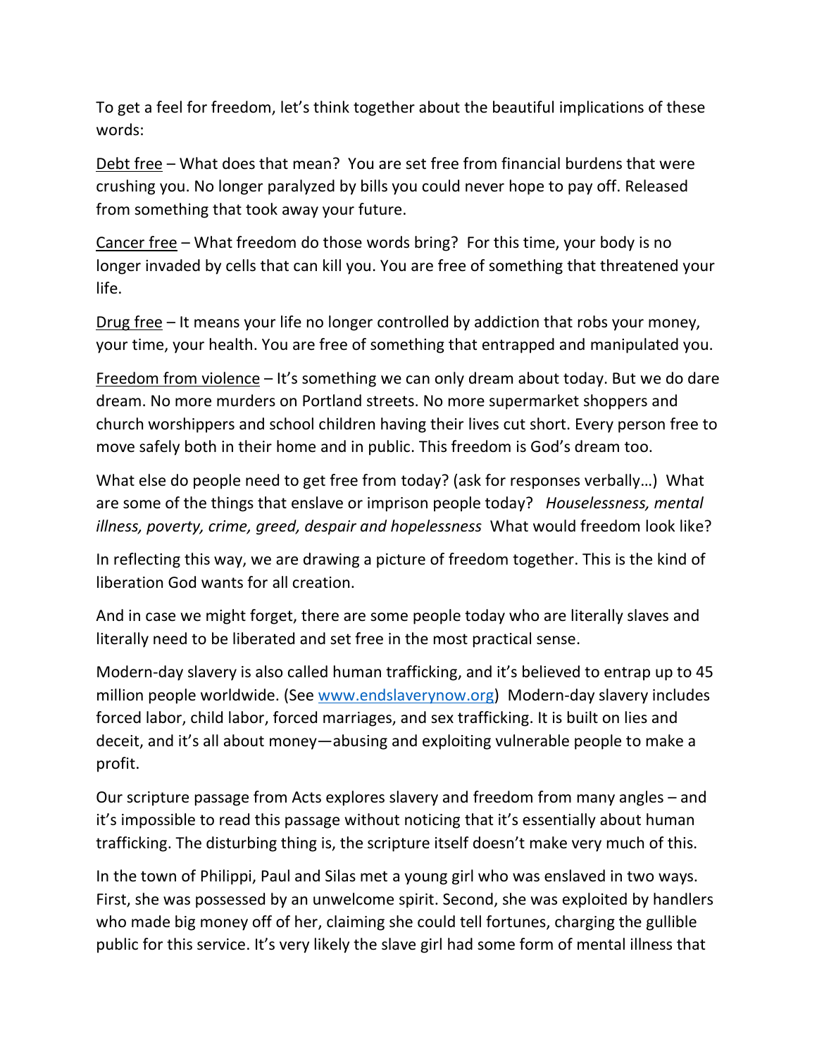To get a feel for freedom, let's think together about the beautiful implications of these words:

Debt free – What does that mean? You are set free from financial burdens that were crushing you. No longer paralyzed by bills you could never hope to pay off. Released from something that took away your future.

Cancer free – What freedom do those words bring? For this time, your body is no longer invaded by cells that can kill you. You are free of something that threatened your life.

Drug free – It means your life no longer controlled by addiction that robs your money, your time, your health. You are free of something that entrapped and manipulated you.

Freedom from violence – It's something we can only dream about today. But we do dare dream. No more murders on Portland streets. No more supermarket shoppers and church worshippers and school children having their lives cut short. Every person free to move safely both in their home and in public. This freedom is God's dream too.

What else do people need to get free from today? (ask for responses verbally…) What are some of the things that enslave or imprison people today? *Houselessness, mental illness, poverty, crime, greed, despair and hopelessness* What would freedom look like?

In reflecting this way, we are drawing a picture of freedom together. This is the kind of liberation God wants for all creation.

And in case we might forget, there are some people today who are literally slaves and literally need to be liberated and set free in the most practical sense.

Modern-day slavery is also called human trafficking, and it's believed to entrap up to 45 million people worldwide. (See [www.endslaverynow.org](www.endslaverynow.org)) Modern-day slavery includes forced labor, child labor, forced marriages, and sex trafficking. It is built on lies and deceit, and it's all about money—abusing and exploiting vulnerable people to make a profit.

Our scripture passage from Acts explores slavery and freedom from many angles – and it's impossible to read this passage without noticing that it's essentially about human trafficking. The disturbing thing is, the scripture itself doesn't make very much of this.

In the town of Philippi, Paul and Silas met a young girl who was enslaved in two ways. First, she was possessed by an unwelcome spirit. Second, she was exploited by handlers who made big money off of her, claiming she could tell fortunes, charging the gullible public for this service. It's very likely the slave girl had some form of mental illness that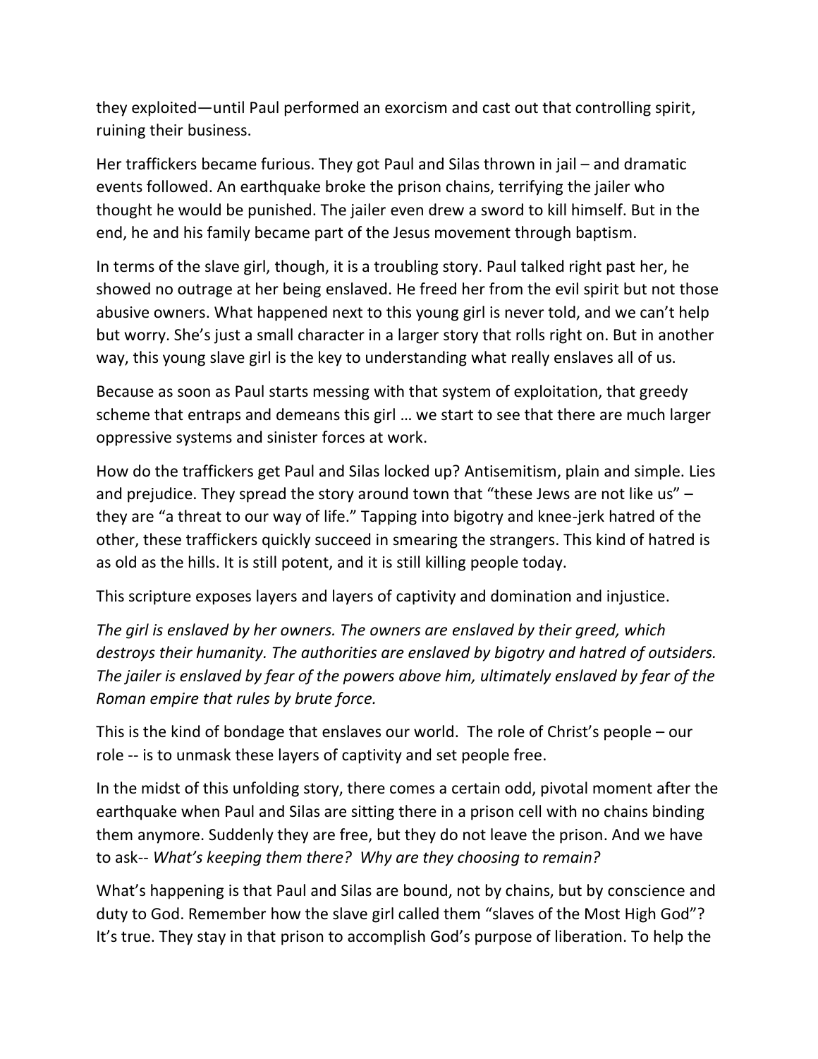they exploited—until Paul performed an exorcism and cast out that controlling spirit, ruining their business.

Her traffickers became furious. They got Paul and Silas thrown in jail – and dramatic events followed. An earthquake broke the prison chains, terrifying the jailer who thought he would be punished. The jailer even drew a sword to kill himself. But in the end, he and his family became part of the Jesus movement through baptism.

In terms of the slave girl, though, it is a troubling story. Paul talked right past her, he showed no outrage at her being enslaved. He freed her from the evil spirit but not those abusive owners. What happened next to this young girl is never told, and we can't help but worry. She's just a small character in a larger story that rolls right on. But in another way, this young slave girl is the key to understanding what really enslaves all of us.

Because as soon as Paul starts messing with that system of exploitation, that greedy scheme that entraps and demeans this girl … we start to see that there are much larger oppressive systems and sinister forces at work.

How do the traffickers get Paul and Silas locked up? Antisemitism, plain and simple. Lies and prejudice. They spread the story around town that "these Jews are not like us" – they are "a threat to our way of life." Tapping into bigotry and knee-jerk hatred of the other, these traffickers quickly succeed in smearing the strangers. This kind of hatred is as old as the hills. It is still potent, and it is still killing people today.

This scripture exposes layers and layers of captivity and domination and injustice.

*The girl is enslaved by her owners. The owners are enslaved by their greed, which destroys their humanity. The authorities are enslaved by bigotry and hatred of outsiders. The jailer is enslaved by fear of the powers above him, ultimately enslaved by fear of the Roman empire that rules by brute force.*

This is the kind of bondage that enslaves our world. The role of Christ's people – our role -- is to unmask these layers of captivity and set people free.

In the midst of this unfolding story, there comes a certain odd, pivotal moment after the earthquake when Paul and Silas are sitting there in a prison cell with no chains binding them anymore. Suddenly they are free, but they do not leave the prison. And we have to ask-- *What's keeping them there? Why are they choosing to remain?*

What's happening is that Paul and Silas are bound, not by chains, but by conscience and duty to God. Remember how the slave girl called them "slaves of the Most High God"? It's true. They stay in that prison to accomplish God's purpose of liberation. To help the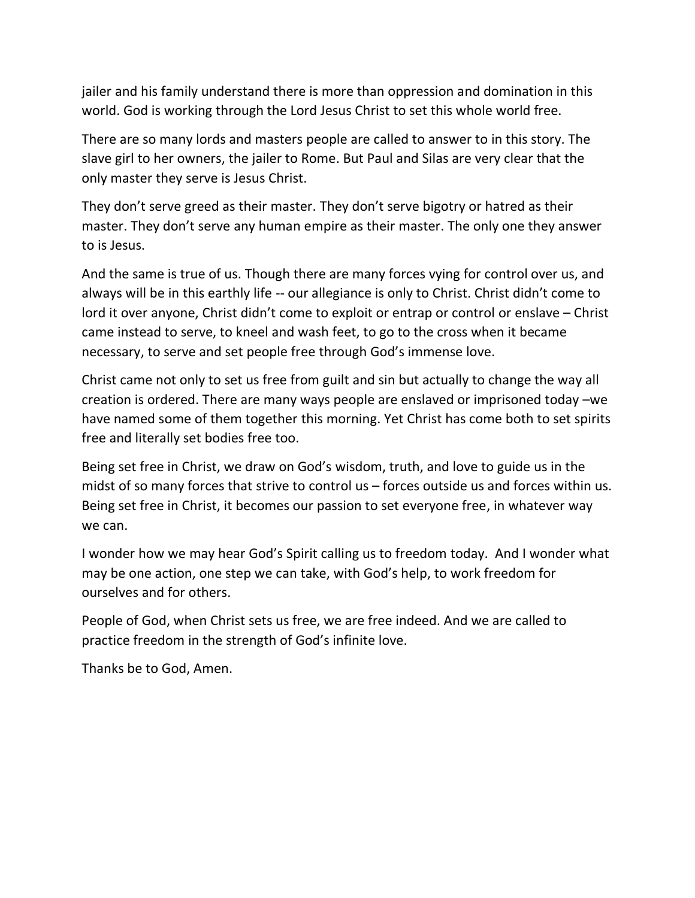jailer and his family understand there is more than oppression and domination in this world. God is working through the Lord Jesus Christ to set this whole world free.

There are so many lords and masters people are called to answer to in this story. The slave girl to her owners, the jailer to Rome. But Paul and Silas are very clear that the only master they serve is Jesus Christ.

They don't serve greed as their master. They don't serve bigotry or hatred as their master. They don't serve any human empire as their master. The only one they answer to is Jesus.

And the same is true of us. Though there are many forces vying for control over us, and always will be in this earthly life -- our allegiance is only to Christ. Christ didn't come to lord it over anyone, Christ didn't come to exploit or entrap or control or enslave – Christ came instead to serve, to kneel and wash feet, to go to the cross when it became necessary, to serve and set people free through God's immense love.

Christ came not only to set us free from guilt and sin but actually to change the way all creation is ordered. There are many ways people are enslaved or imprisoned today –we have named some of them together this morning. Yet Christ has come both to set spirits free and literally set bodies free too.

Being set free in Christ, we draw on God's wisdom, truth, and love to guide us in the midst of so many forces that strive to control us – forces outside us and forces within us. Being set free in Christ, it becomes our passion to set everyone free, in whatever way we can.

I wonder how we may hear God's Spirit calling us to freedom today. And I wonder what may be one action, one step we can take, with God's help, to work freedom for ourselves and for others.

People of God, when Christ sets us free, we are free indeed. And we are called to practice freedom in the strength of God's infinite love.

Thanks be to God, Amen.